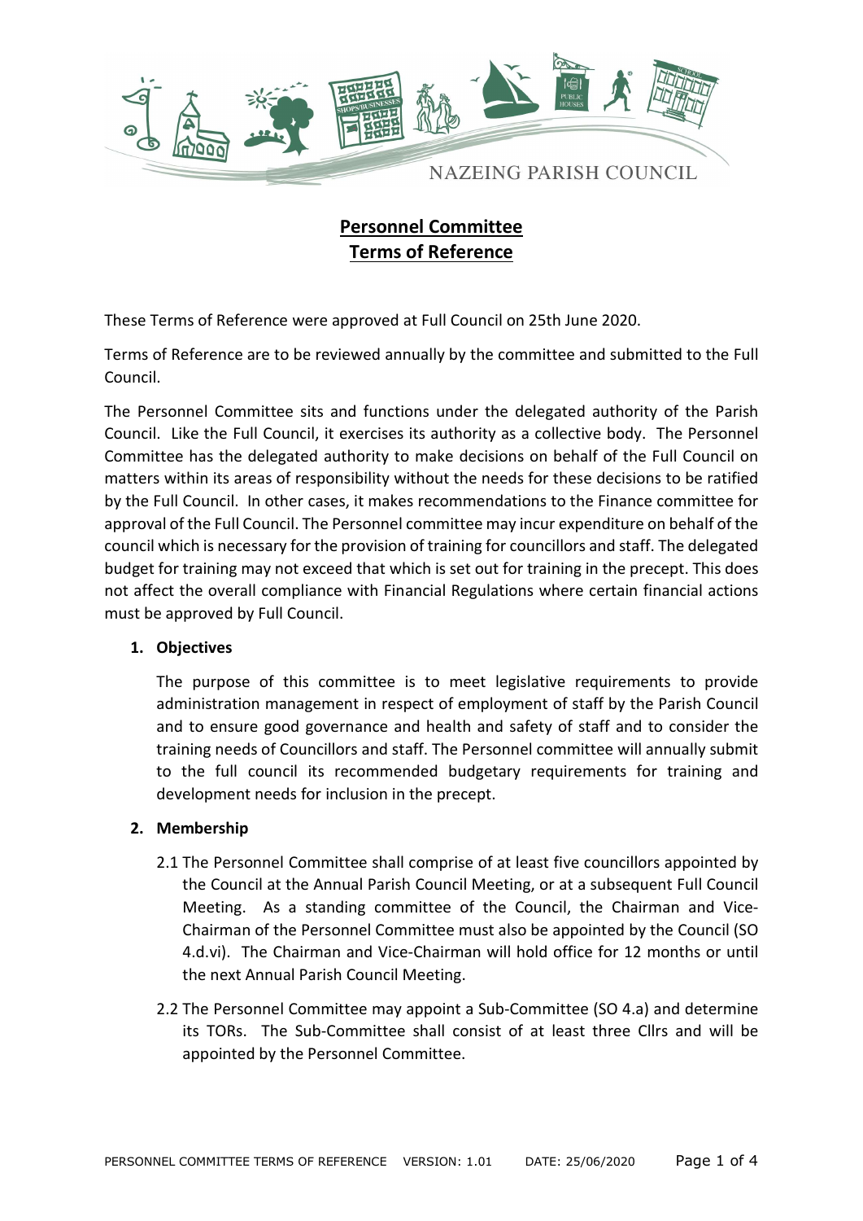NAZEING PARISH COUNCIL

# Personnel Committee Terms of Reference

These Terms of Reference were approved at Full Council on 25th June 2020.

Terms of Reference are to be reviewed annually by the committee and submitted to the Full Council.

The Personnel Committee sits and functions under the delegated authority of the Parish Council. Like the Full Council, it exercises its authority as a collective body. The Personnel Committee has the delegated authority to make decisions on behalf of the Full Council on matters within its areas of responsibility without the needs for these decisions to be ratified by the Full Council. In other cases, it makes recommendations to the Finance committee for approval of the Full Council. The Personnel committee may incur expenditure on behalf of the council which is necessary for the provision of training for councillors and staff. The delegated budget for training may not exceed that which is set out for training in the precept. This does not affect the overall compliance with Financial Regulations where certain financial actions must be approved by Full Council.

## 1. Objectives

The purpose of this committee is to meet legislative requirements to provide administration management in respect of employment of staff by the Parish Council and to ensure good governance and health and safety of staff and to consider the training needs of Councillors and staff. The Personnel committee will annually submit to the full council its recommended budgetary requirements for training and development needs for inclusion in the precept.

## 2. Membership

2.1 The Personnel Committee shall comprise of at least five councillors appointed by the Council at the Annual Parish Council Meeting, or at a subsequent Full Council Meeting. As a standing committee of the Council, the Chairman and Vice-Chairman of the Personnel Committee must also be appointed by the Council (SO 4.d.vi). The Chairman and Vice-Chairman will hold office for 12 months or until the next Annual Parish Council Meeting.

2.2 The Personnel Committee may appoint a Sub-Committee (SO 4.a) and determine its TORs. The Sub-Committee shall consist of at least three Cllrs and will be appointed by the Personnel Committee.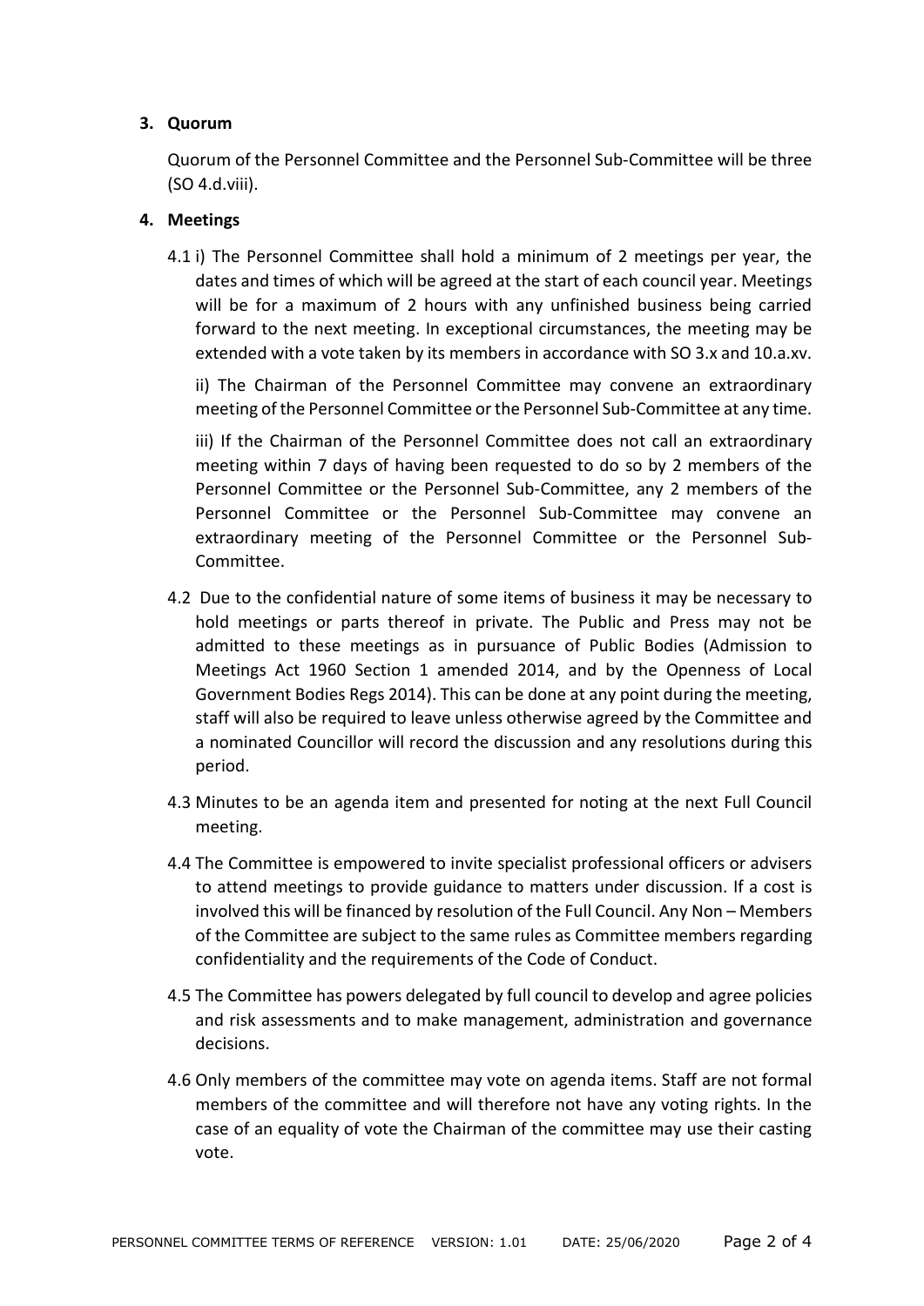## 3. Quorum

Quorum of the Personnel Committee and the Personnel Sub-Committee will be three (SO 4.d.viii).

## 4. Meetings

4.1 i) The Personnel Committee shall hold a minimum of 2 meetings per year, the dates and times of which will be agreed at the start of each council year. Meetings will be for a maximum of 2 hours with any unfinished business being carried forward to the next meeting. In exceptional circumstances, the meeting may be extended with a vote taken by its members in accordance with SO 3.x and 10.a.xv.

ii) The Chairman of the Personnel Committee may convene an extraordinary meeting of the Personnel Committee or the Personnel Sub-Committee at any time.

iii) If the Chairman of the Personnel Committee does not call an extraordinary meeting within 7 days of having been requested to do so by 2 members of the Personnel Committee or the Personnel Sub-Committee, any 2 members of the Personnel Committee or the Personnel Sub-Committee may convene an extraordinary meeting of the Personnel Committee or the Personnel Sub-Committee.

4.2 Due to the confidential nature of some items of business it may be necessary to hold meetings or parts thereof in private. The Public and Press may not be admitted to these meetings as in pursuance of Public Bodies (Admission to Meetings Act 1960 Section 1 amended 2014, and by the Openness of Local Government Bodies Regs 2014). This can be done at any point during the meeting, staff will also be required to leave unless otherwise agreed by the Committee and a nominated Councillor will record the discussion and any resolutions during this period.

4.3 Minutes to be an agenda item and presented for noting at the next Full Council meeting.

4.4 The Committee is empowered to invite specialist professional officers or advisers to attend meetings to provide guidance to matters under discussion. If a cost is involved this will be financed by resolution of the Full Council. Any Non – Members of the Committee are subject to the same rules as Committee members regarding confidentiality and the requirements of the Code of Conduct.

4.5 The Committee has powers delegated by full council to develop and agree policies and risk assessments and to make management, administration and governance decisions.

4.6 Only members of the committee may vote on agenda items. Staff are not formal members of the committee and will therefore not have any voting rights. In the case of an equality of vote the Chairman of the committee may use their casting vote.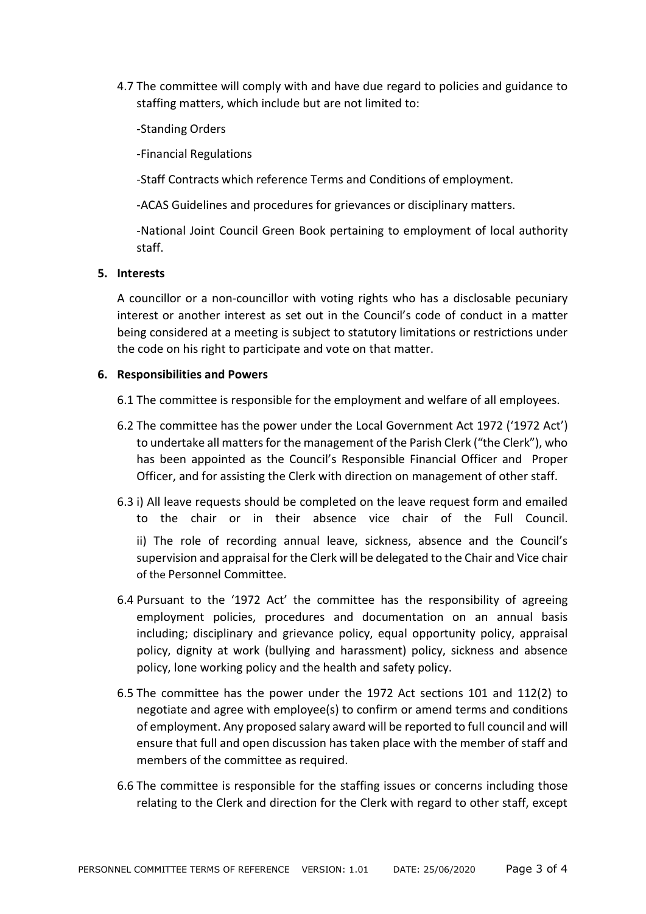4.7 The committee will comply with and have due regard to policies and guidance to staffing matters, which include but are not limited to:

-Standing Orders

-Financial Regulations

-Staff Contracts which reference Terms and Conditions of employment.

-ACAS Guidelines and procedures for grievances or disciplinary matters.

-National Joint Council Green Book pertaining to employment of local authority staff.

**5. Interests**

A councillor or a non-councillor with voting rights who has a disclosable pecuniary interest or another interest as set out in the Council's code of conduct in a matter being considered at a meeting is subject to statutory limitations or restrictions under the code on his right to participate and vote on that matter.

**6. Responsibilities and Powers**

6.1 The committee is responsible for the employment and welfare of all employees.

6.2 The committee has the power under the Local Government Act 1972 ('1972 Act') to undertake all matters for the management of the Parish Clerk ("the Clerk"), who has been appointed as the Council's Responsible Financial Officer and Proper Officer, and for assisting the Clerk with direction on management of other staff.

6.3 i) All leave requests should be completed on the leave request form and emailed to the chair or in their absence vice chair of the Full Council.

ii) The role of recording annual leave, sickness, absence and the Council's supervision and appraisal for the Clerk will be delegated to the Chair and Vice chair of the Personnel Committee.

6.4 Pursuant to the '1972 Act' the committee has the responsibility of agreeing employment policies, procedures and documentation on an annual basis including; disciplinary and grievance policy, equal opportunity policy, appraisal policy, dignity at work (bullying and harassment) policy, sickness and absence policy, lone working policy and the health and safety policy.

6.5 The committee has the power under the 1972 Act sections 101 and 112(2) to negotiate and agree with employee(s) to confirm or amend terms and conditions of employment. Any proposed salary award will be reported to full council and will ensure that full and open discussion has taken place with the member of staff and members of the committee as required.

6.6 The committee is responsible for the staffing issues or concerns including those relating to the Clerk and direction for the Clerk with regard to other staff, except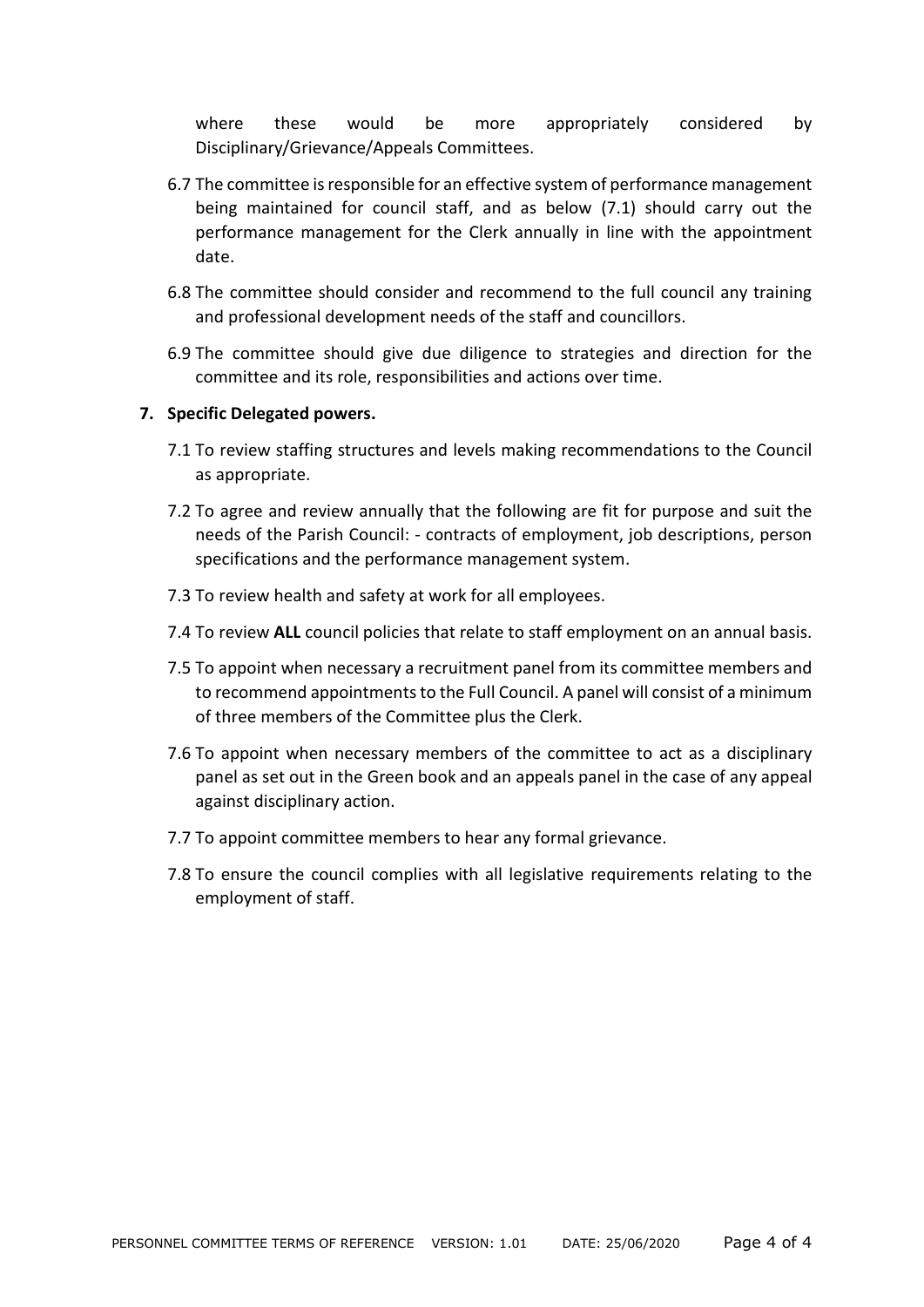where these would be more appropriately considered by Disciplinary/Grievance/Appeals Committees.

6.7 The committee is responsible for an effective system of performance management being maintained for council staff, and as below (7.1) should carry out the performance management for the Clerk annually in line with the appointment date.

6.8 The committee should consider and recommend to the full council any training and professional development needs of the staff and councillors.

6.9 The committee should give due diligence to strategies and direction for the committee and its role, responsibilities and actions over time.

**7. Specific Delegated powers.**

7.1 To review staffing structures and levels making recommendations to the Council as appropriate.

7.2 To agree and review annually that the following are fit for purpose and suit the needs of the Parish Council: - contracts of employment, job descriptions, person specifications and the performance management system.

7.3 To review health and safety at work for all employees.

7.4 To review **ALL** council policies that relate to staff employment on an annual basis.

7.5 To appoint when necessary a recruitment panel from its committee members and to recommend appointments to the Full Council. A panel will consist of a minimum of three members of the Committee plus the Clerk.

7.6 To appoint when necessary members of the committee to act as a disciplinary panel as set out in the Green book and an appeals panel in the case of any appeal against disciplinary action.

7.7 To appoint committee members to hear any formal grievance.

7.8 To ensure the council complies with all legislative requirements relating to the employment of staff.